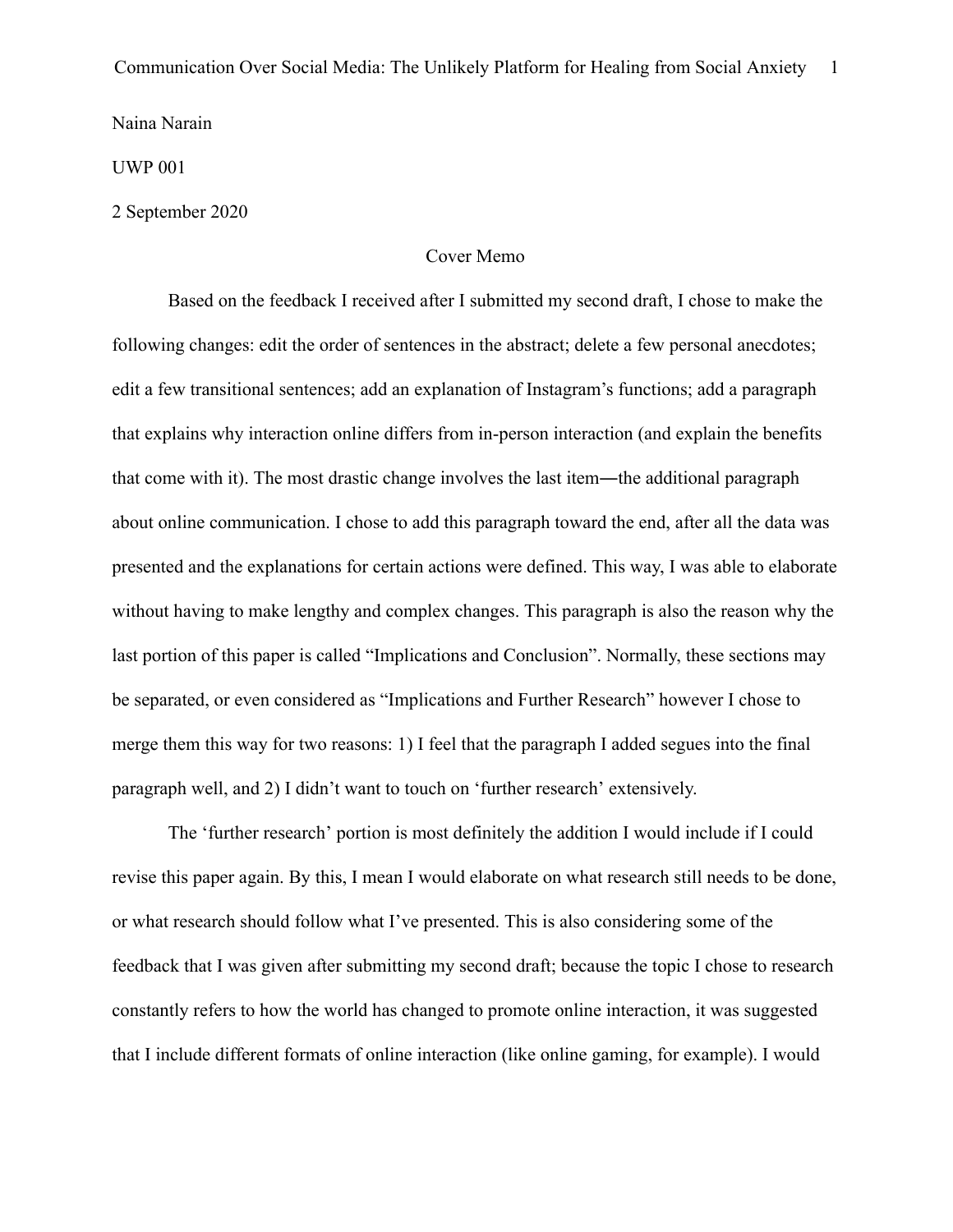Naina Narain

UWP 001

2 September 2020

## Cover Memo

Based on the feedback I received after I submitted my second draft, I chose to make the following changes: edit the order of sentences in the abstract; delete a few personal anecdotes; edit a few transitional sentences; add an explanation of Instagram's functions; add a paragraph that explains why interaction online differs from in-person interaction (and explain the benefits that come with it). The most drastic change involves the last item―the additional paragraph about online communication. I chose to add this paragraph toward the end, after all the data was presented and the explanations for certain actions were defined. This way, I was able to elaborate without having to make lengthy and complex changes. This paragraph is also the reason why the last portion of this paper is called "Implications and Conclusion". Normally, these sections may be separated, or even considered as "Implications and Further Research" however I chose to merge them this way for two reasons: 1) I feel that the paragraph I added segues into the final paragraph well, and 2) I didn't want to touch on 'further research' extensively.

The 'further research' portion is most definitely the addition I would include if I could revise this paper again. By this, I mean I would elaborate on what research still needs to be done, or what research should follow what I've presented. This is also considering some of the feedback that I was given after submitting my second draft; because the topic I chose to research constantly refers to how the world has changed to promote online interaction, it was suggested that I include different formats of online interaction (like online gaming, for example). I would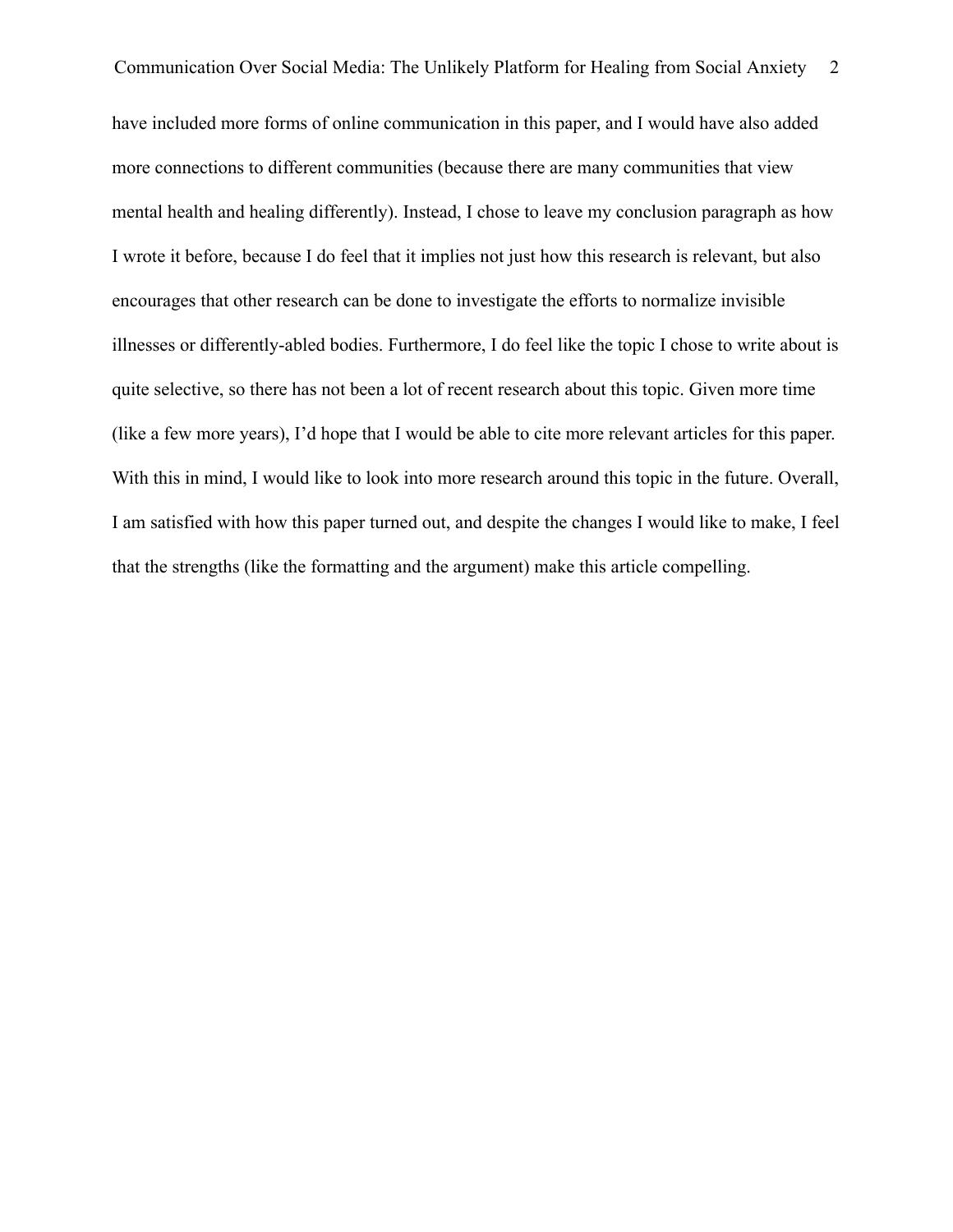have included more forms of online communication in this paper, and I would have also added more connections to different communities (because there are many communities that view mental health and healing differently). Instead, I chose to leave my conclusion paragraph as how I wrote it before, because I do feel that it implies not just how this research is relevant, but also encourages that other research can be done to investigate the efforts to normalize invisible illnesses or differently-abled bodies. Furthermore, I do feel like the topic I chose to write about is quite selective, so there has not been a lot of recent research about this topic. Given more time (like a few more years), I'd hope that I would be able to cite more relevant articles for this paper. With this in mind, I would like to look into more research around this topic in the future. Overall, I am satisfied with how this paper turned out, and despite the changes I would like to make, I feel that the strengths (like the formatting and the argument) make this article compelling.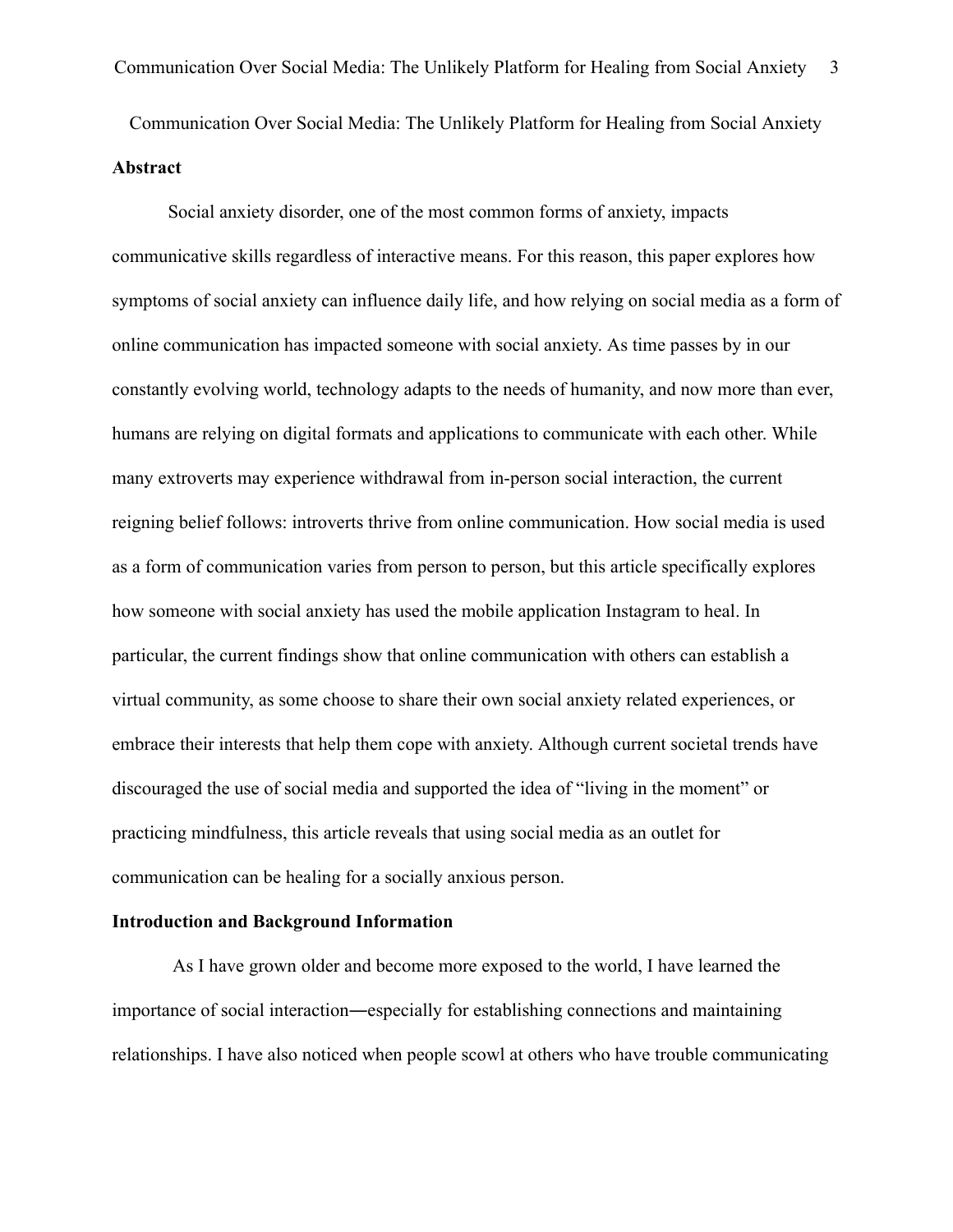Communication Over Social Media: The Unlikely Platform for Healing from Social Anxiety

**Abstract**

Social anxiety disorder, one of the most common forms of anxiety, impacts communicative skills regardless of interactive means. For this reason, this paper explores how symptoms of social anxiety can influence daily life, and how relying on social media as a form of online communication has impacted someone with social anxiety. As time passes by in our constantly evolving world, technology adapts to the needs of humanity, and now more than ever, humans are relying on digital formats and applications to communicate with each other. While many extroverts may experience withdrawal from in-person social interaction, the current reigning belief follows: introverts thrive from online communication. How social media is used as a form of communication varies from person to person, but this article specifically explores how someone with social anxiety has used the mobile application Instagram to heal. In particular, the current findings show that online communication with others can establish a virtual community, as some choose to share their own social anxiety related experiences, or embrace their interests that help them cope with anxiety. Although current societal trends have discouraged the use of social media and supported the idea of "living in the moment" or practicing mindfulness, this article reveals that using social media as an outlet for communication can be healing for a socially anxious person.

**Introduction and Background Information**

As I have grown older and become more exposed to the world, I have learned the importance of social interaction―especially for establishing connections and maintaining relationships. I have also noticed when people scowl at others who have trouble communicating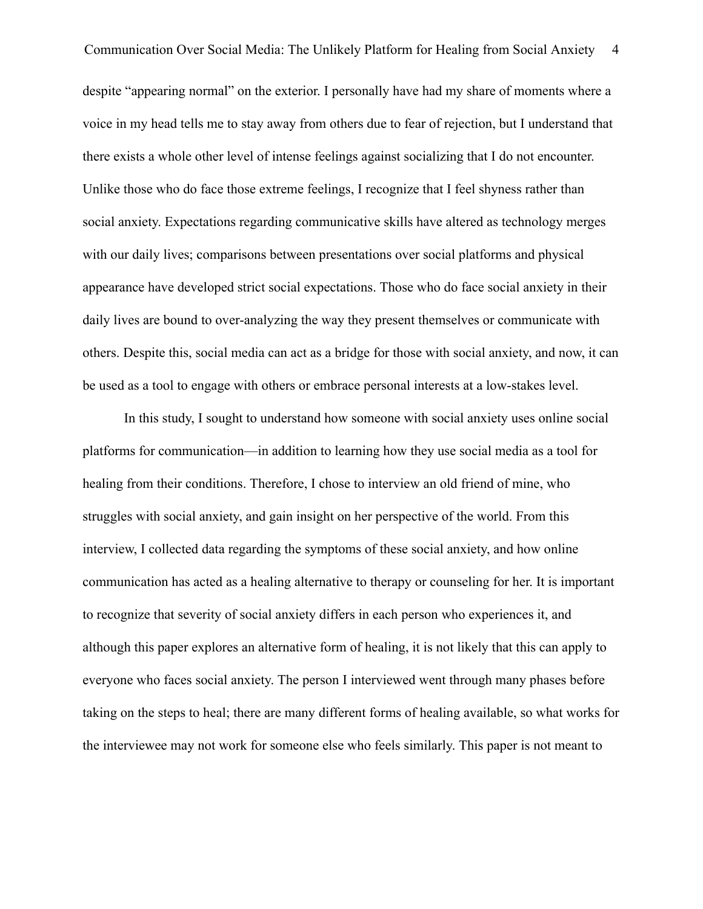despite "appearing normal" on the exterior. I personally have had my share of moments where a voice in my head tells me to stay away from others due to fear of rejection, but I understand that there exists a whole other level of intense feelings against socializing that I do not encounter. Unlike those who do face those extreme feelings, I recognize that I feel shyness rather than social anxiety. Expectations regarding communicative skills have altered as technology merges with our daily lives; comparisons between presentations over social platforms and physical appearance have developed strict social expectations. Those who do face social anxiety in their daily lives are bound to over-analyzing the way they present themselves or communicate with others. Despite this, social media can act as a bridge for those with social anxiety, and now, it can be used as a tool to engage with others or embrace personal interests at a low-stakes level.

In this study, I sought to understand how someone with social anxiety uses online social platforms for communication—in addition to learning how they use social media as a tool for healing from their conditions. Therefore, I chose to interview an old friend of mine, who struggles with social anxiety, and gain insight on her perspective of the world. From this interview, I collected data regarding the symptoms of these social anxiety, and how online communication has acted as a healing alternative to therapy or counseling for her. It is important to recognize that severity of social anxiety differs in each person who experiences it, and although this paper explores an alternative form of healing, it is not likely that this can apply to everyone who faces social anxiety. The person I interviewed went through many phases before taking on the steps to heal; there are many different forms of healing available, so what works for the interviewee may not work for someone else who feels similarly. This paper is not meant to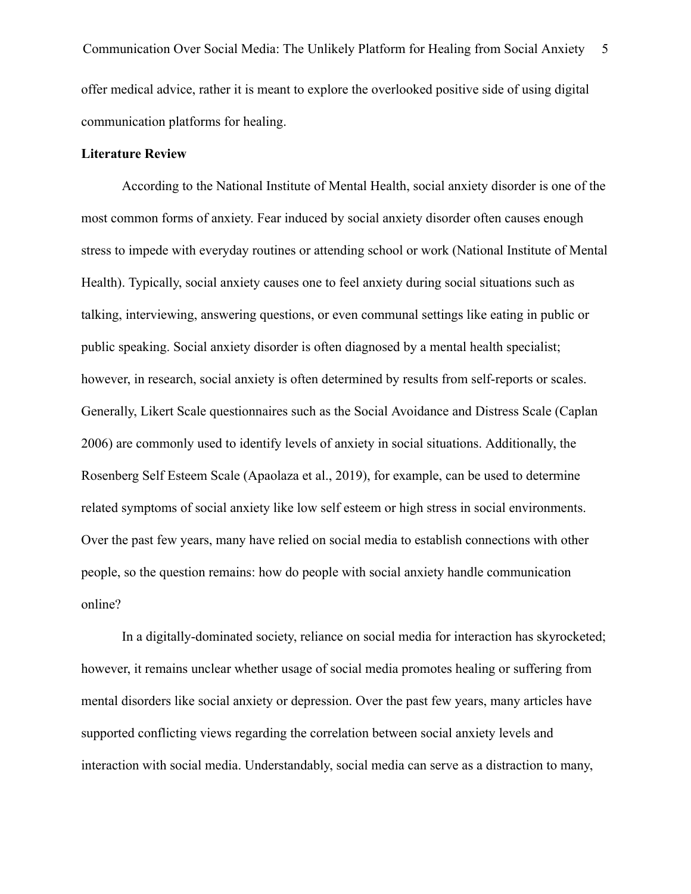offer medical advice, rather it is meant to explore the overlooked positive side of using digital communication platforms for healing.

**Literature Review**

According to the National Institute of Mental Health, social anxiety disorder is one of the most common forms of anxiety. Fear induced by social anxiety disorder often causes enough stress to impede with everyday routines or attending school or work (National Institute of Mental Health). Typically, social anxiety causes one to feel anxiety during social situations such as talking, interviewing, answering questions, or even communal settings like eating in public or public speaking. Social anxiety disorder is often diagnosed by a mental health specialist; however, in research, social anxiety is often determined by results from self-reports or scales. Generally, Likert Scale questionnaires such as the Social Avoidance and Distress Scale (Caplan 2006) are commonly used to identify levels of anxiety in social situations. Additionally, the Rosenberg Self Esteem Scale (Apaolaza et al., 2019), for example, can be used to determine related symptoms of social anxiety like low self esteem or high stress in social environments. Over the past few years, many have relied on social media to establish connections with other people, so the question remains: how do people with social anxiety handle communication online?

In a digitally-dominated society, reliance on social media for interaction has skyrocketed; however, it remains unclear whether usage of social media promotes healing or suffering from mental disorders like social anxiety or depression. Over the past few years, many articles have supported conflicting views regarding the correlation between social anxiety levels and interaction with social media. Understandably, social media can serve as a distraction to many,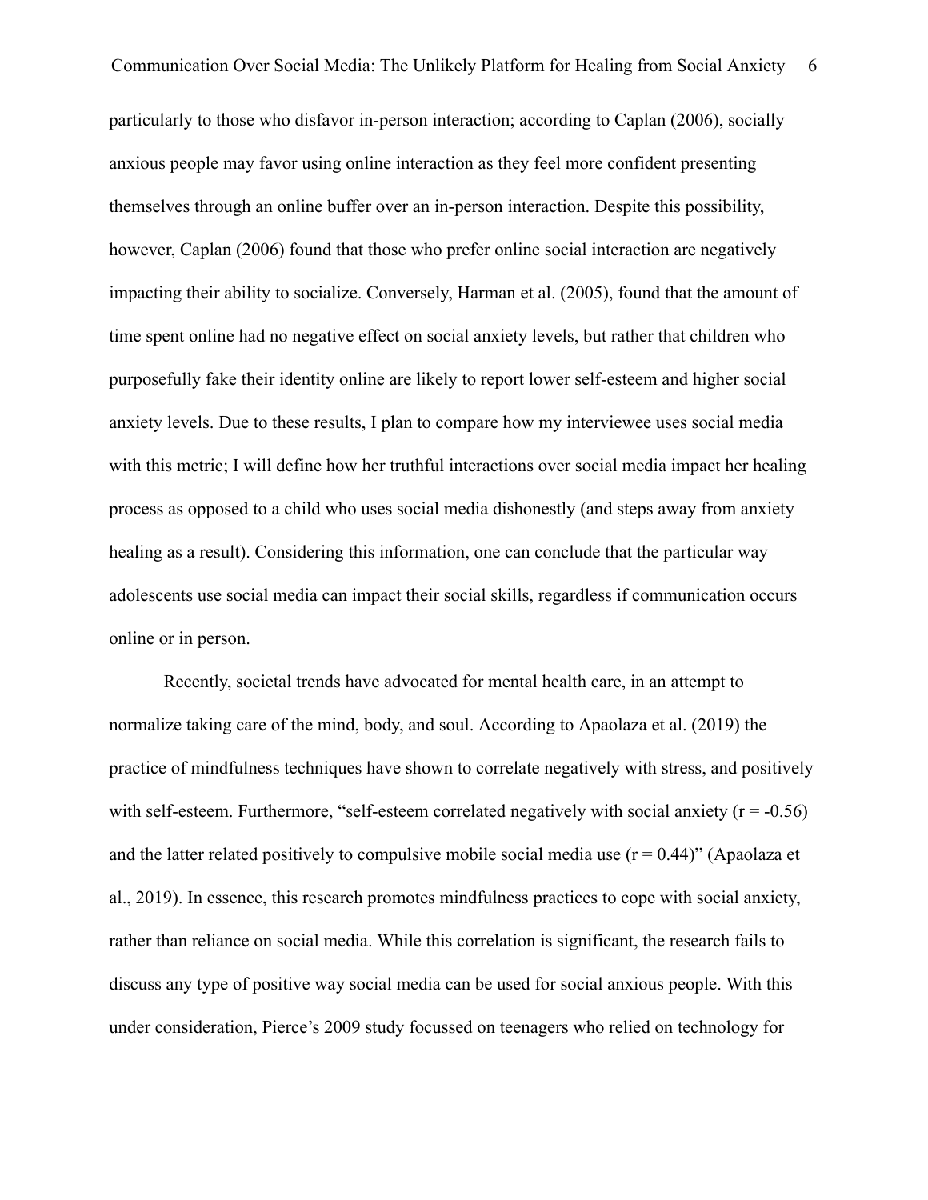particularly to those who disfavor in-person interaction; according to Caplan (2006), socially anxious people may favor using online interaction as they feel more confident presenting themselves through an online buffer over an in-person interaction. Despite this possibility, however, Caplan (2006) found that those who prefer online social interaction are negatively impacting their ability to socialize. Conversely, Harman et al. (2005), found that the amount of time spent online had no negative effect on social anxiety levels, but rather that children who purposefully fake their identity online are likely to report lower self-esteem and higher social anxiety levels. Due to these results, I plan to compare how my interviewee uses social media with this metric; I will define how her truthful interactions over social media impact her healing process as opposed to a child who uses social media dishonestly (and steps away from anxiety healing as a result). Considering this information, one can conclude that the particular way adolescents use social media can impact their social skills, regardless if communication occurs online or in person.

Recently, societal trends have advocated for mental health care, in an attempt to normalize taking care of the mind, body, and soul. According to Apaolaza et al. (2019) the practice of mindfulness techniques have shown to correlate negatively with stress, and positively with self-esteem. Furthermore, "self-esteem correlated negatively with social anxiety ($r = -0.56$) and the latter related positively to compulsive mobile social media use ($r = 0.44$)" (Apaolaza et al., 2019). In essence, this research promotes mindfulness practices to cope with social anxiety, rather than reliance on social media. While this correlation is significant, the research fails to discuss any type of positive way social media can be used for social anxious people. With this under consideration, Pierce's 2009 study focussed on teenagers who relied on technology for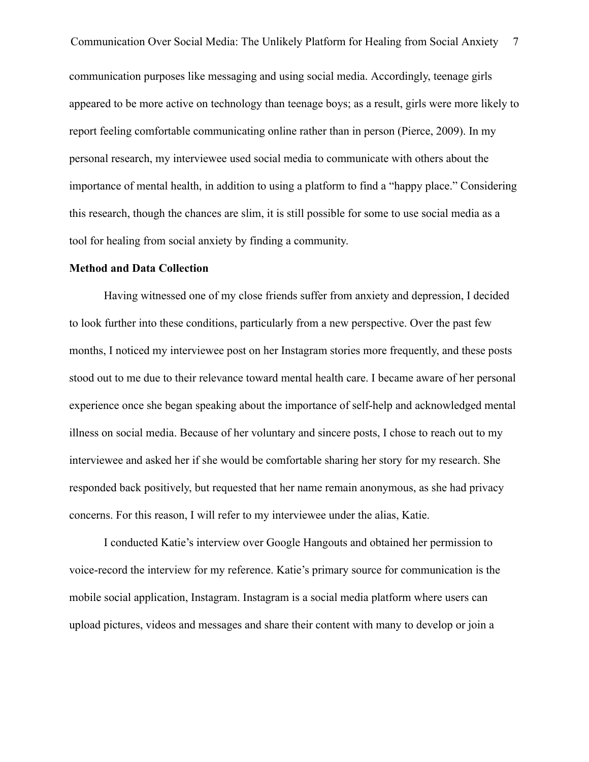communication purposes like messaging and using social media. Accordingly, teenage girls appeared to be more active on technology than teenage boys; as a result, girls were more likely to report feeling comfortable communicating online rather than in person (Pierce, 2009). In my personal research, my interviewee used social media to communicate with others about the importance of mental health, in addition to using a platform to find a "happy place." Considering this research, though the chances are slim, it is still possible for some to use social media as a tool for healing from social anxiety by finding a community.

**Method and Data Collection**

Having witnessed one of my close friends suffer from anxiety and depression, I decided to look further into these conditions, particularly from a new perspective. Over the past few months, I noticed my interviewee post on her Instagram stories more frequently, and these posts stood out to me due to their relevance toward mental health care. I became aware of her personal experience once she began speaking about the importance of self-help and acknowledged mental illness on social media. Because of her voluntary and sincere posts, I chose to reach out to my interviewee and asked her if she would be comfortable sharing her story for my research. She responded back positively, but requested that her name remain anonymous, as she had privacy concerns. For this reason, I will refer to my interviewee under the alias, Katie.

I conducted Katie's interview over Google Hangouts and obtained her permission to voice-record the interview for my reference. Katie's primary source for communication is the mobile social application, Instagram. Instagram is a social media platform where users can upload pictures, videos and messages and share their content with many to develop or join a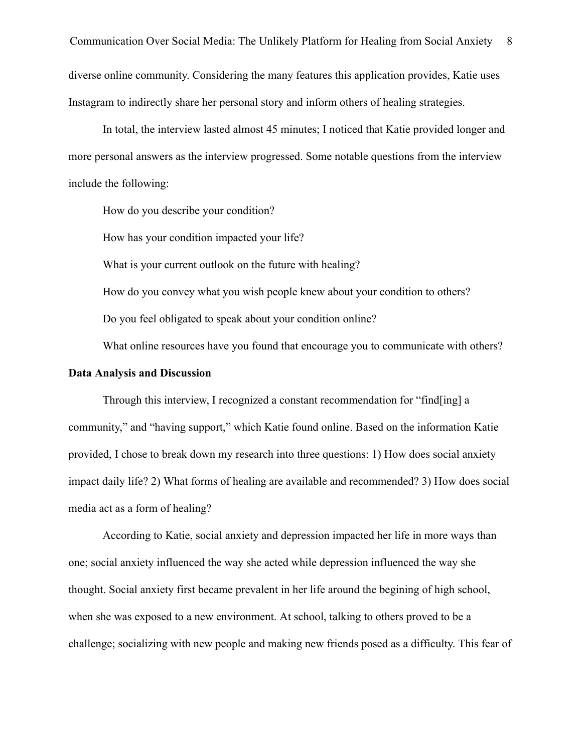diverse online community. Considering the many features this application provides, Katie uses Instagram to indirectly share her personal story and inform others of healing strategies.

In total, the interview lasted almost 45 minutes; I noticed that Katie provided longer and more personal answers as the interview progressed. Some notable questions from the interview include the following:

How do you describe your condition?

How has your condition impacted your life?

What is your current outlook on the future with healing?

How do you convey what you wish people knew about your condition to others?

Do you feel obligated to speak about your condition online?

What online resources have you found that encourage you to communicate with others?

**Data Analysis and Discussion**

Through this interview, I recognized a constant recommendation for "find[ing] a community," and "having support," which Katie found online. Based on the information Katie provided, I chose to break down my research into three questions: 1) How does social anxiety impact daily life? 2) What forms of healing are available and recommended? 3) How does social media act as a form of healing?

According to Katie, social anxiety and depression impacted her life in more ways than one; social anxiety influenced the way she acted while depression influenced the way she thought. Social anxiety first became prevalent in her life around the begining of high school, when she was exposed to a new environment. At school, talking to others proved to be a challenge; socializing with new people and making new friends posed as a difficulty. This fear of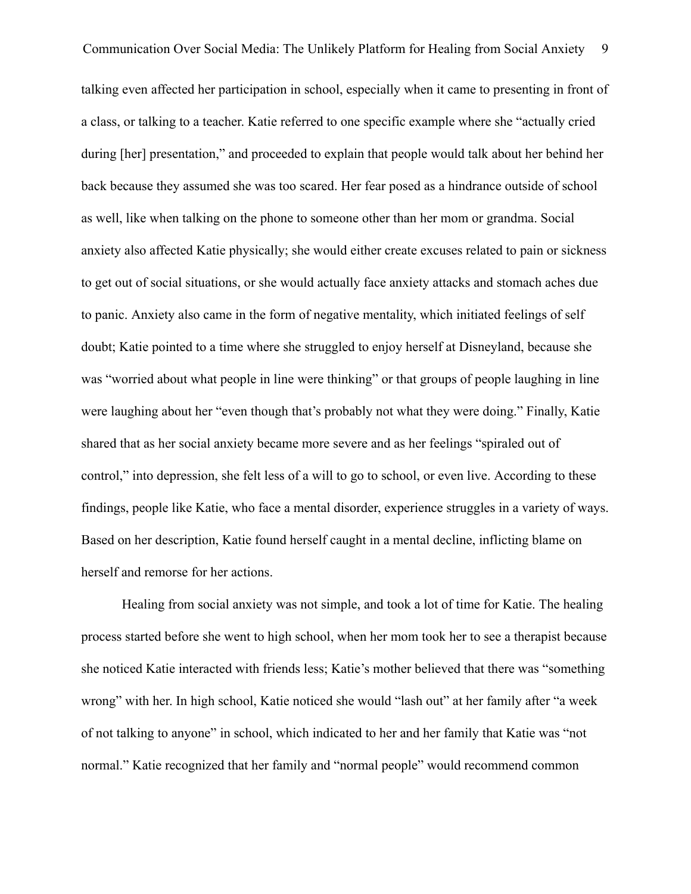talking even affected her participation in school, especially when it came to presenting in front of a class, or talking to a teacher. Katie referred to one specific example where she "actually cried during [her] presentation," and proceeded to explain that people would talk about her behind her back because they assumed she was too scared. Her fear posed as a hindrance outside of school as well, like when talking on the phone to someone other than her mom or grandma. Social anxiety also affected Katie physically; she would either create excuses related to pain or sickness to get out of social situations, or she would actually face anxiety attacks and stomach aches due to panic. Anxiety also came in the form of negative mentality, which initiated feelings of self doubt; Katie pointed to a time where she struggled to enjoy herself at Disneyland, because she was "worried about what people in line were thinking" or that groups of people laughing in line were laughing about her "even though that's probably not what they were doing." Finally, Katie shared that as her social anxiety became more severe and as her feelings "spiraled out of control," into depression, she felt less of a will to go to school, or even live. According to these findings, people like Katie, who face a mental disorder, experience struggles in a variety of ways. Based on her description, Katie found herself caught in a mental decline, inflicting blame on herself and remorse for her actions.

Healing from social anxiety was not simple, and took a lot of time for Katie. The healing process started before she went to high school, when her mom took her to see a therapist because she noticed Katie interacted with friends less; Katie's mother believed that there was "something wrong" with her. In high school, Katie noticed she would "lash out" at her family after "a week of not talking to anyone" in school, which indicated to her and her family that Katie was "not normal." Katie recognized that her family and "normal people" would recommend common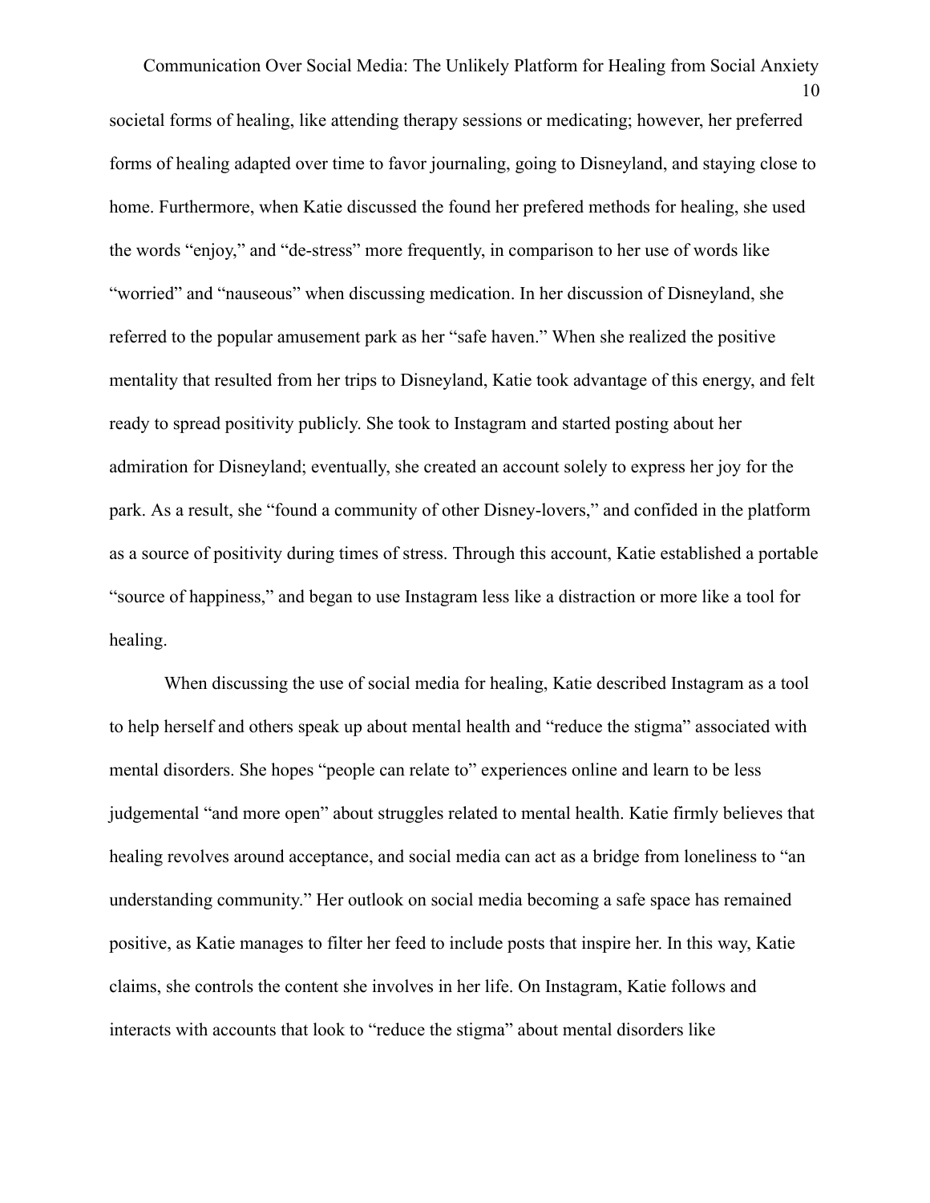societal forms of healing, like attending therapy sessions or medicating; however, her preferred forms of healing adapted over time to favor journaling, going to Disneyland, and staying close to home. Furthermore, when Katie discussed the found her prefered methods for healing, she used the words "enjoy," and "de-stress" more frequently, in comparison to her use of words like "worried" and "nauseous" when discussing medication. In her discussion of Disneyland, she referred to the popular amusement park as her "safe haven." When she realized the positive mentality that resulted from her trips to Disneyland, Katie took advantage of this energy, and felt ready to spread positivity publicly. She took to Instagram and started posting about her admiration for Disneyland; eventually, she created an account solely to express her joy for the park. As a result, she "found a community of other Disney-lovers," and confided in the platform as a source of positivity during times of stress. Through this account, Katie established a portable "source of happiness," and began to use Instagram less like a distraction or more like a tool for healing.

When discussing the use of social media for healing, Katie described Instagram as a tool to help herself and others speak up about mental health and "reduce the stigma" associated with mental disorders. She hopes "people can relate to" experiences online and learn to be less judgemental "and more open" about struggles related to mental health. Katie firmly believes that healing revolves around acceptance, and social media can act as a bridge from loneliness to "an understanding community." Her outlook on social media becoming a safe space has remained positive, as Katie manages to filter her feed to include posts that inspire her. In this way, Katie claims, she controls the content she involves in her life. On Instagram, Katie follows and interacts with accounts that look to "reduce the stigma" about mental disorders like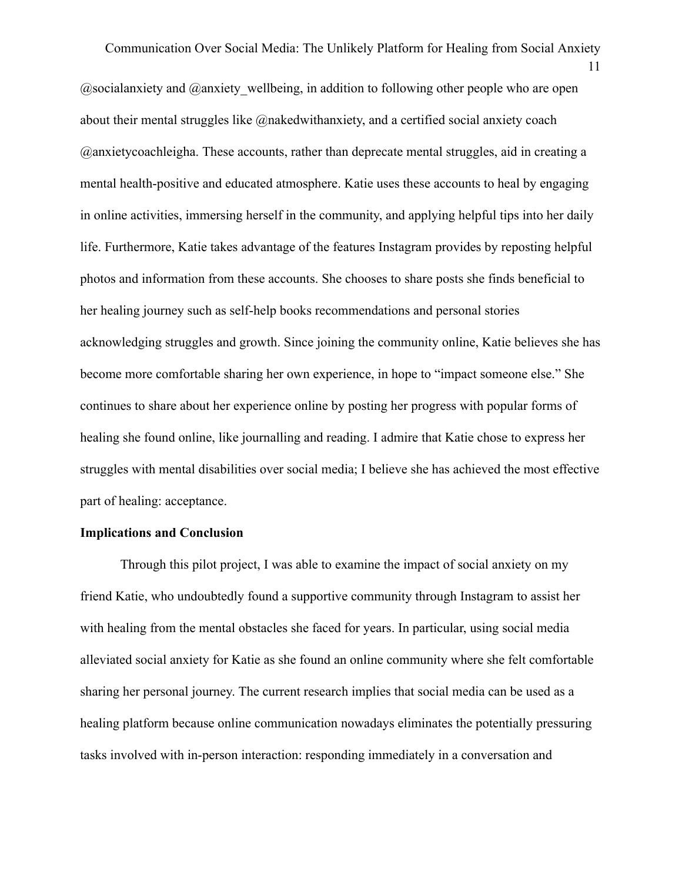@socialanxiety and @anxiety_wellbeing, in addition to following other people who are open about their mental struggles like @nakedwithanxiety, and a certified social anxiety coach @anxietycoachleigha. These accounts, rather than deprecate mental struggles, aid in creating a mental health-positive and educated atmosphere. Katie uses these accounts to heal by engaging in online activities, immersing herself in the community, and applying helpful tips into her daily life. Furthermore, Katie takes advantage of the features Instagram provides by reposting helpful photos and information from these accounts. She chooses to share posts she finds beneficial to her healing journey such as self-help books recommendations and personal stories acknowledging struggles and growth. Since joining the community online, Katie believes she has become more comfortable sharing her own experience, in hope to "impact someone else." She continues to share about her experience online by posting her progress with popular forms of healing she found online, like journalling and reading. I admire that Katie chose to express her struggles with mental disabilities over social media; I believe she has achieved the most effective part of healing: acceptance.

**Implications and Conclusion**

Through this pilot project, I was able to examine the impact of social anxiety on my friend Katie, who undoubtedly found a supportive community through Instagram to assist her with healing from the mental obstacles she faced for years. In particular, using social media alleviated social anxiety for Katie as she found an online community where she felt comfortable sharing her personal journey. The current research implies that social media can be used as a healing platform because online communication nowadays eliminates the potentially pressuring tasks involved with in-person interaction: responding immediately in a conversation and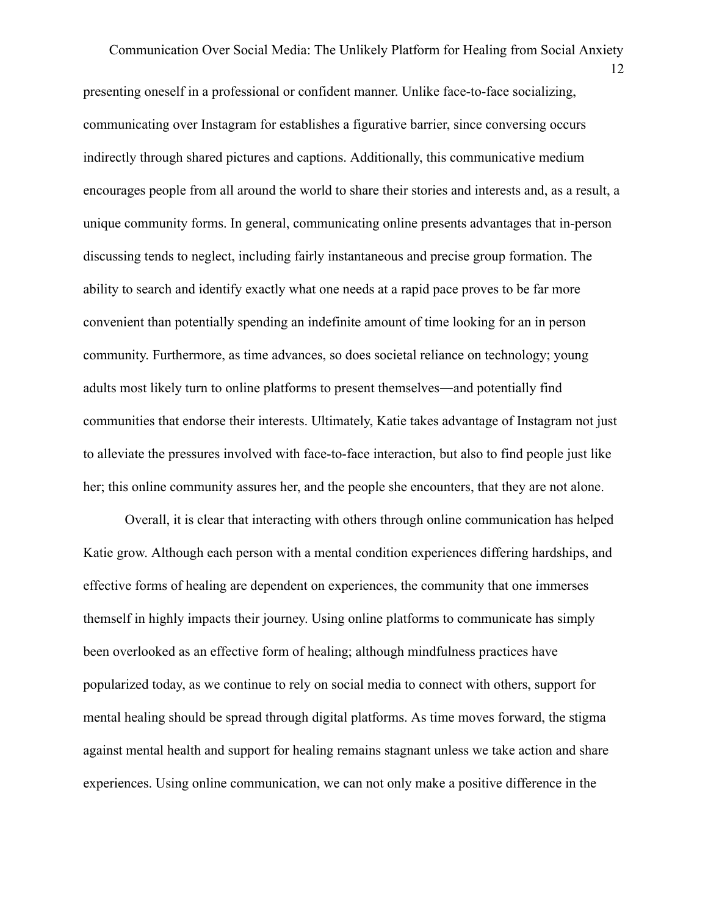presenting oneself in a professional or confident manner. Unlike face-to-face socializing, communicating over Instagram for establishes a figurative barrier, since conversing occurs indirectly through shared pictures and captions. Additionally, this communicative medium encourages people from all around the world to share their stories and interests and, as a result, a unique community forms. In general, communicating online presents advantages that in-person discussing tends to neglect, including fairly instantaneous and precise group formation. The ability to search and identify exactly what one needs at a rapid pace proves to be far more convenient than potentially spending an indefinite amount of time looking for an in person community. Furthermore, as time advances, so does societal reliance on technology; young adults most likely turn to online platforms to present themselves—and potentially find communities that endorse their interests. Ultimately, Katie takes advantage of Instagram not just to alleviate the pressures involved with face-to-face interaction, but also to find people just like her; this online community assures her, and the people she encounters, that they are not alone.

Overall, it is clear that interacting with others through online communication has helped Katie grow. Although each person with a mental condition experiences differing hardships, and effective forms of healing are dependent on experiences, the community that one immerses themself in highly impacts their journey. Using online platforms to communicate has simply been overlooked as an effective form of healing; although mindfulness practices have popularized today, as we continue to rely on social media to connect with others, support for mental healing should be spread through digital platforms. As time moves forward, the stigma against mental health and support for healing remains stagnant unless we take action and share experiences. Using online communication, we can not only make a positive difference in the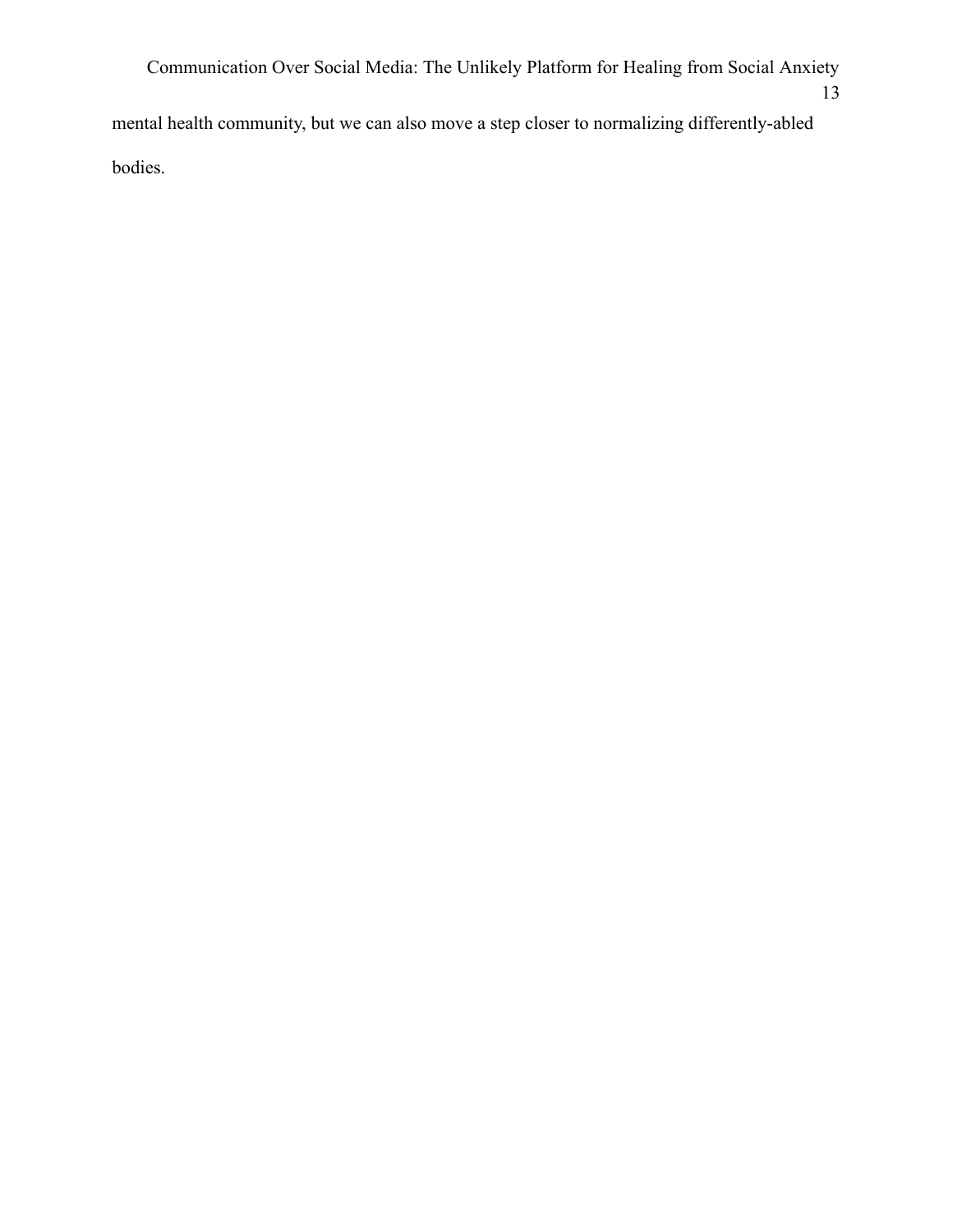mental health community, but we can also move a step closer to normalizing differently-abled bodies.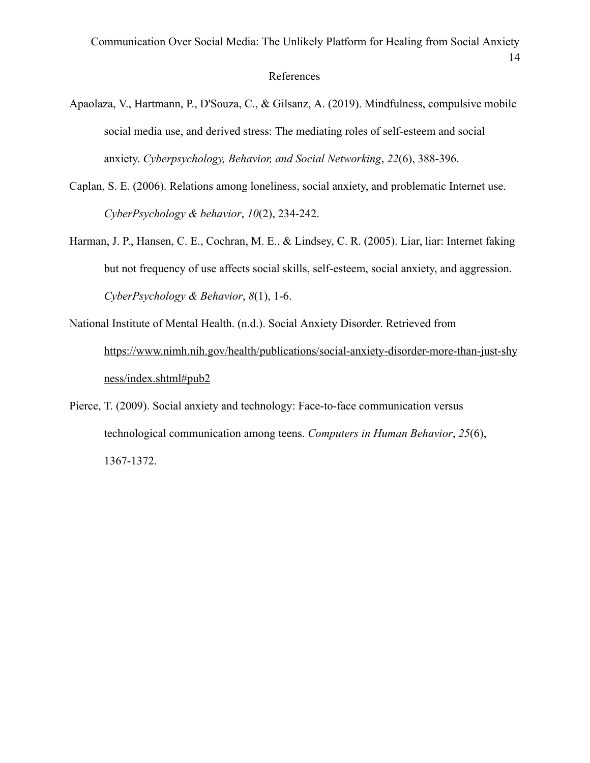# References

Apaolaza, V., Hartmann, P., D'Souza, C., & Gilsanz, A. (2019). Mindfulness, compulsive mobile social media use, and derived stress: The mediating roles of self-esteem and social anxiety. *Cyberpsychology, Behavior, and Social Networking*, *22*(6), 388-396.

Caplan, S. E. (2006). Relations among loneliness, social anxiety, and problematic Internet use. *CyberPsychology & behavior*, *10*(2), 234-242.

Harman, J. P., Hansen, C. E., Cochran, M. E., & Lindsey, C. R. (2005). Liar, liar: Internet faking but not frequency of use affects social skills, self-esteem, social anxiety, and aggression. *CyberPsychology & Behavior*, *8*(1), 1-6.

National Institute of Mental Health. (n.d.). Social Anxiety Disorder. Retrieved from https://www.nimh.nih.gov/health/publications/social-anxiety-disorder-more-than-just-shyness/index.shtml#pub2

Pierce, T. (2009). Social anxiety and technology: Face-to-face communication versus technological communication among teens. *Computers in Human Behavior*, *25*(6), 1367-1372.